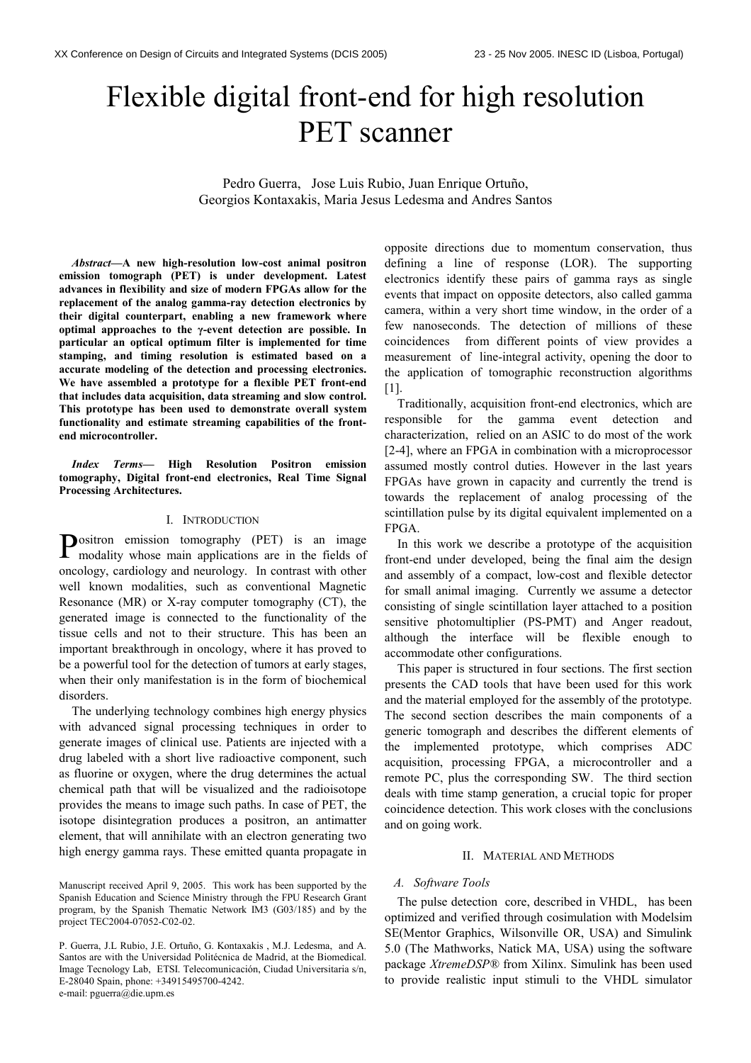# Flexible digital front-end for high resolution PET scanner

Pedro Guerra, Jose Luis Rubio, Juan Enrique Ortuño, Georgios Kontaxakis, Maria Jesus Ledesma and Andres Santos

***Abstract*—A new high-resolution low-cost animal positron emission tomograph (PET) is under development. Latest advances in flexibility and size of modern FPGAs allow for the replacement of the analog gamma-ray detection electronics by their digital counterpart, enabling a new framework where optimal approaches to the γ-event detection are possible. In particular an optical optimum filter is implemented for time stamping, and timing resolution is estimated based on a accurate modeling of the detection and processing electronics. We have assembled a prototype for a flexible PET front-end that includes data acquisition, data streaming and slow control. This prototype has been used to demonstrate overall system functionality and estimate streaming capabilities of the front-end microcontroller.**

***Index Terms*— High Resolution Positron emission tomography, Digital front-end electronics, Real Time Signal Processing Architectures.**

## I. Introduction

Positron emission tomography (PET) is an image modality whose main applications are in the fields of oncology, cardiology and neurology. In contrast with other well known modalities, such as conventional Magnetic Resonance (MR) or X-ray computer tomography (CT), the generated image is connected to the functionality of the tissue cells and not to their structure. This has been an important breakthrough in oncology, where it has proved to be a powerful tool for the detection of tumors at early stages, when their only manifestation is in the form of biochemical disorders.

The underlying technology combines high energy physics with advanced signal processing techniques in order to generate images of clinical use. Patients are injected with a drug labeled with a short live radioactive component, such as fluorine or oxygen, where the drug determines the actual chemical path that will be visualized and the radioisotope provides the means to image such paths. In case of PET, the isotope disintegration produces a positron, an antimatter element, that will annihilate with an electron generating two high energy gamma rays. These emitted quanta propagate in opposite directions due to momentum conservation, thus defining a line of response (LOR). The supporting electronics identify these pairs of gamma rays as single events that impact on opposite detectors, also called gamma camera, within a very short time window, in the order of a few nanoseconds. The detection of millions of these coincidences from different points of view provides a measurement of line-integral activity, opening the door to the application of tomographic reconstruction algorithms [1].

Traditionally, acquisition front-end electronics, which are responsible for the gamma event detection and characterization, relied on an ASIC to do most of the work [2-4], where an FPGA in combination with a microprocessor assumed mostly control duties. However in the last years FPGAs have grown in capacity and currently the trend is towards the replacement of analog processing of the scintillation pulse by its digital equivalent implemented on a FPGA.

In this work we describe a prototype of the acquisition front-end under developed, being the final aim the design and assembly of a compact, low-cost and flexible detector for small animal imaging. Currently we assume a detector consisting of single scintillation layer attached to a position sensitive photomultiplier (PS-PMT) and Anger readout, although the interface will be flexible enough to accommodate other configurations.

This paper is structured in four sections. The first section presents the CAD tools that have been used for this work and the material employed for the assembly of the prototype. The second section describes the main components of a generic tomograph and describes the different elements of the implemented prototype, which comprises ADC acquisition, processing FPGA, a microcontroller and a remote PC, plus the corresponding SW. The third section deals with time stamp generation, a crucial topic for proper coincidence detection. This work closes with the conclusions and on going work.

## II. Material and Methods

### A. Software Tools

The pulse detection core, described in VHDL, has been optimized and verified through cosimulation with Modelsim SE(Mentor Graphics, Wilsonville OR, USA) and Simulink 5.0 (The Mathworks, Natick MA, USA) using the software package *XtremeDSP*® from Xilinx. Simulink has been used to provide realistic input stimuli to the VHDL simulator

Manuscript received April 9, 2005. This work has been supported by the Spanish Education and Science Ministry through the FPU Research Grant program, by the Spanish Thematic Network IM3 (G03/185) and by the project TEC2004-07052-C02-02.

P. Guerra, J.L Rubio, J.E. Ortuño, G. Kontaxakis , M.J. Ledesma, and A. Santos are with the Universidad Politécnica de Madrid, at the Biomedical. Image Tecnology Lab, ETSI. Telecomunicación, Ciudad Universitaria s/n, E-28040 Spain, phone: +34915495700-4242.
e-mail: pguerra@die.upm.es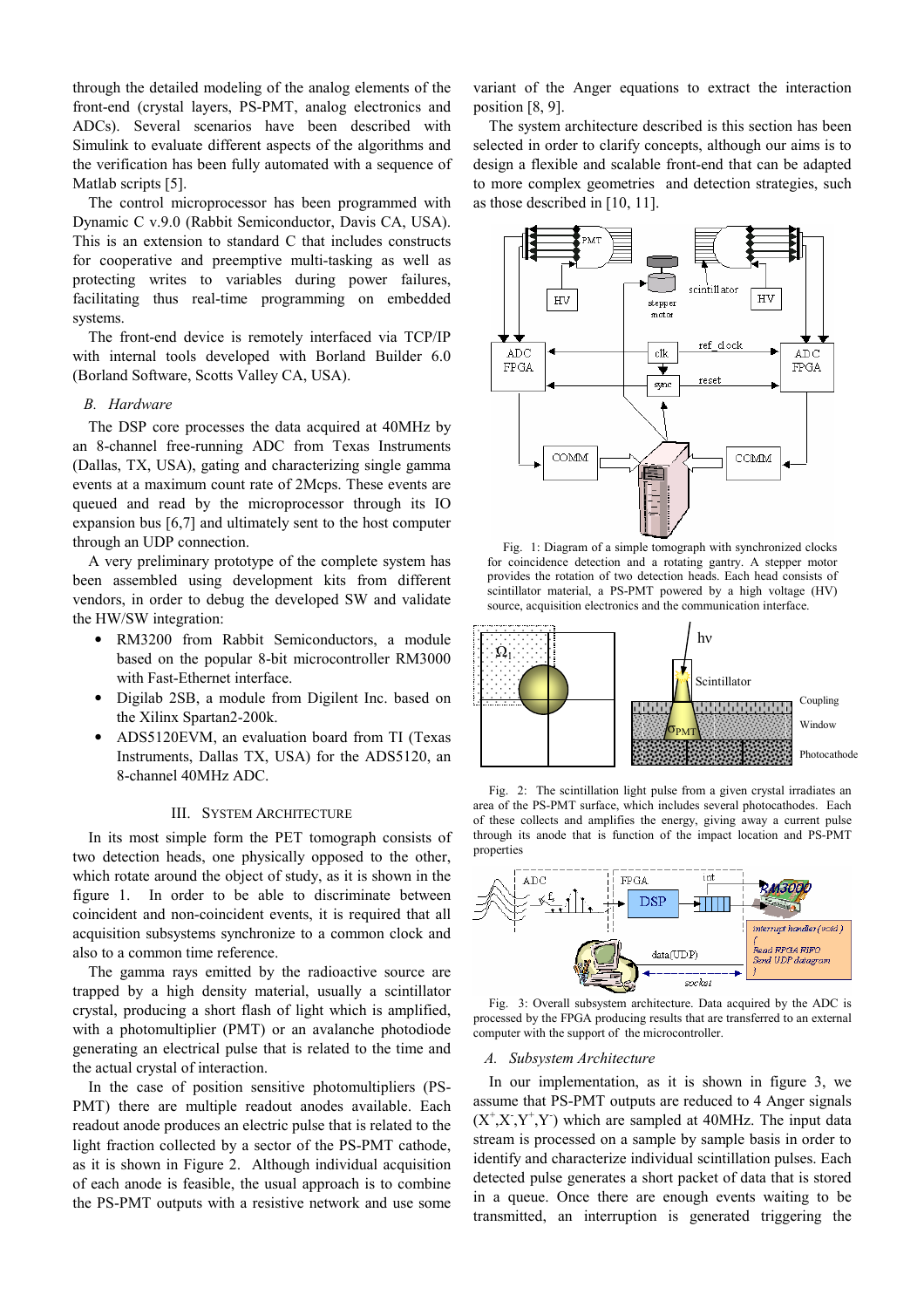through the detailed modeling of the analog elements of the front-end (crystal layers, PS-PMT, analog electronics and ADCs). Several scenarios have been described with Simulink to evaluate different aspects of the algorithms and the verification has been fully automated with a sequence of Matlab scripts [5].

The control microprocessor has been programmed with Dynamic C v.9.0 (Rabbit Semiconductor, Davis CA, USA). This is an extension to standard C that includes constructs for cooperative and preemptive multi-tasking as well as protecting writes to variables during power failures, facilitating thus real-time programming on embedded systems.

The front-end device is remotely interfaced via TCP/IP with internal tools developed with Borland Builder 6.0 (Borland Software, Scotts Valley CA, USA).

### *B. Hardware*

The DSP core processes the data acquired at 40MHz by an 8-channel free-running ADC from Texas Instruments (Dallas, TX, USA), gating and characterizing single gamma events at a maximum count rate of 2Mcps. These events are queued and read by the microprocessor through its IO expansion bus [6,7] and ultimately sent to the host computer through an UDP connection.

A very preliminary prototype of the complete system has been assembled using development kits from different vendors, in order to debug the developed SW and validate the HW/SW integration:

- RM3200 from Rabbit Semiconductors, a module based on the popular 8-bit microcontroller RM3000 with Fast-Ethernet interface.
- Digilab 2SB, a module from Digilent Inc. based on the Xilinx Spartan2-200k.
- ADS5120EVM, an evaluation board from TI (Texas Instruments, Dallas TX, USA) for the ADS5120, an 8-channel 40MHz ADC.

## III. System Architecture

In its most simple form the PET tomograph consists of two detection heads, one physically opposed to the other, which rotate around the object of study, as it is shown in the figure 1. In order to be able to discriminate between coincident and non-coincident events, it is required that all acquisition subsystems synchronize to a common clock and also to a common time reference.

The gamma rays emitted by the radioactive source are trapped by a high density material, usually a scintillator crystal, producing a short flash of light which is amplified, with a photomultiplier (PMT) or an avalanche photodiode generating an electrical pulse that is related to the time and the actual crystal of interaction.

In the case of position sensitive photomultipliers (PS-PMT) there are multiple readout anodes available. Each readout anode produces an electric pulse that is related to the light fraction collected by a sector of the PS-PMT cathode, as it is shown in Figure 2. Although individual acquisition of each anode is feasible, the usual approach is to combine the PS-PMT outputs with a resistive network and use some variant of the Anger equations to extract the interaction position [8, 9].

The system architecture described is this section has been selected in order to clarify concepts, although our aims is to design a flexible and scalable front-end that can be adapted to more complex geometries and detection strategies, such as those described in [10, 11].

Fig. 1: Diagram of a simple tomograph with synchronized clocks for coincidence detection and a rotating gantry. A stepper motor provides the rotation of two detection heads. Each head consists of scintillator material, a PS-PMT powered by a high voltage (HV) source, acquisition electronics and the communication interface.

Fig. 2: The scintillation light pulse from a given crystal irradiates an area of the PS-PMT surface, which includes several photocathodes. Each of these collects and amplifies the energy, giving away a current pulse through its anode that is function of the impact location and PS-PMT properties

Fig. 3: Overall subsystem architecture. Data acquired by the ADC is processed by the FPGA producing results that are transferred to an external computer with the support of the microcontroller.

### *A. Subsystem Architecture*

In our implementation, as it is shown in figure 3, we assume that PS-PMT outputs are reduced to 4 Anger signals ($X^+$,$X^-$,$Y^+$,$Y^-$) which are sampled at 40MHz. The input data stream is processed on a sample by sample basis in order to identify and characterize individual scintillation pulses. Each detected pulse generates a short packet of data that is stored in a queue. Once there are enough events waiting to be transmitted, an interruption is generated triggering the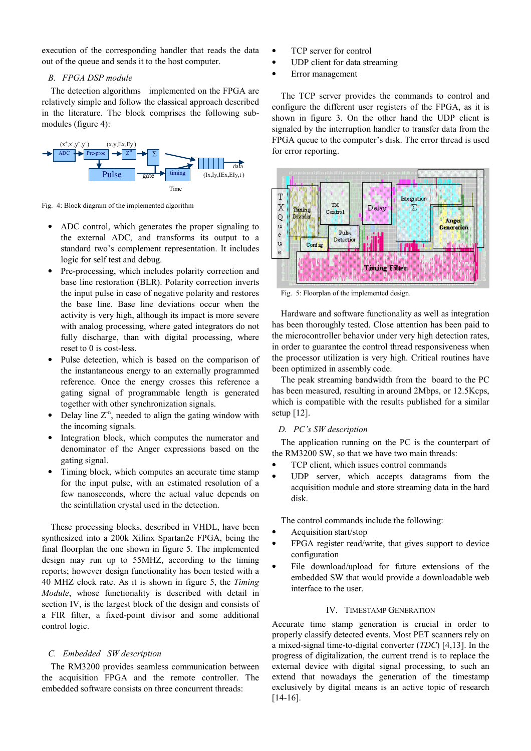execution of the corresponding handler that reads the data out of the queue and sends it to the host computer.

### B. *FPGA DSP module*

The detection algorithms implemented on the FPGA are relatively simple and follow the classical approach described in the literature. The block comprises the following sub-modules (figure 4):

Fig. 4: Block diagram of the implemented algorithm

- ADC control, which generates the proper signaling to the external ADC, and transforms its output to a standard two's complement representation. It includes logic for self test and debug.
- Pre-processing, which includes polarity correction and base line restoration (BLR). Polarity correction inverts the input pulse in case of negative polarity and restores the base line. Base line deviations occur when the activity is very high, although its impact is more severe with analog processing, where gated integrators do not fully discharge, than with digital processing, where reset to 0 is cost-less.
- Pulse detection, which is based on the comparison of the instantaneous energy to an externally programmed reference. Once the energy crosses this reference a gating signal of programmable length is generated together with other synchronization signals.
- Delay line $Z^{-n}$, needed to align the gating window with the incoming signals.
- Integration block, which computes the numerator and denominator of the Anger expressions based on the gating signal.
- Timing block, which computes an accurate time stamp for the input pulse, with an estimated resolution of a few nanoseconds, where the actual value depends on the scintillation crystal used in the detection.

These processing blocks, described in VHDL, have been synthesized into a 200k Xilinx Spartan2e FPGA, being the final floorplan the one shown in figure 5. The implemented design may run up to 55MHZ, according to the timing reports; however design functionality has been tested with a 40 MHZ clock rate. As it is shown in figure 5, the *Timing Module*, whose functionality is described with detail in section IV, is the largest block of the design and consists of a FIR filter, a fixed-point divisor and some additional control logic.

### C. *Embedded SW description*

The RM3200 provides seamless communication between the acquisition FPGA and the remote controller. The embedded software consists on three concurrent threads:

- TCP server for control
- UDP client for data streaming
- Error management

The TCP server provides the commands to control and configure the different user registers of the FPGA, as it is shown in figure 3. On the other hand the UDP client is signaled by the interruption handler to transfer data from the FPGA queue to the computer's disk. The error thread is used for error reporting.

Fig. 5: Floorplan of the implemented design.

Hardware and software functionality as well as integration has been thoroughly tested. Close attention has been paid to the microcontroller behavior under very high detection rates, in order to guarantee the control thread responsiveness when the processor utilization is very high. Critical routines have been optimized in assembly code.

The peak streaming bandwidth from the board to the PC has been measured, resulting in around 2Mbps, or 12.5Kcps, which is compatible with the results published for a similar setup [12].

### D. *PC's SW description*

The application running on the PC is the counterpart of the RM3200 SW, so that we have two main threads:

- TCP client, which issues control commands
- UDP server, which accepts datagrams from the acquisition module and store streaming data in the hard disk.

The control commands include the following:

- Acquisition start/stop
- FPGA register read/write, that gives support to device configuration
- File download/upload for future extensions of the embedded SW that would provide a downloadable web interface to the user.

## IV. Timestamp Generation

Accurate time stamp generation is crucial in order to properly classify detected events. Most PET scanners rely on a mixed-signal time-to-digital converter (*TDC*) [4,13]. In the progress of digitalization, the current trend is to replace the external device with digital signal processing, to such an extend that nowadays the generation of the timestamp exclusively by digital means is an active topic of research [14-16].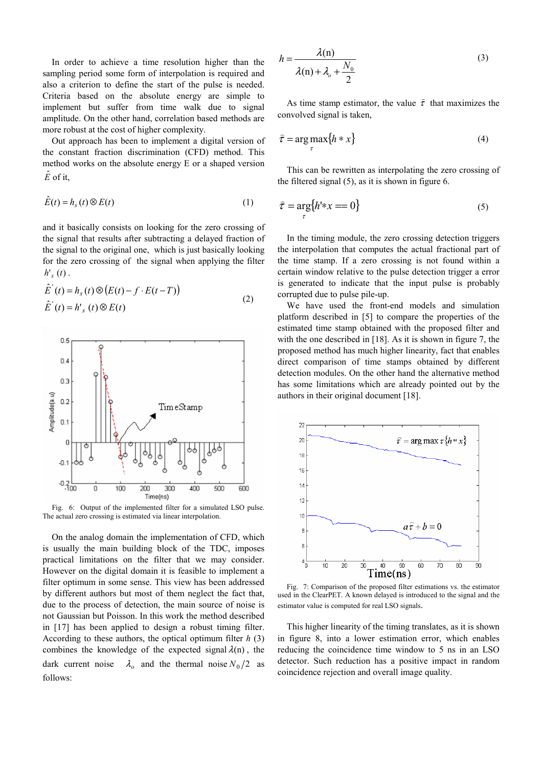In order to achieve a time resolution higher than the sampling period some form of interpolation is required and also a criterion to define the start of the pulse is needed. Criteria based on the absolute energy are simple to implement but suffer from time walk due to signal amplitude. On the other hand, correlation based methods are more robust at the cost of higher complexity.

Out approach has been to implement a digital version of the constant fraction discrimination (CFD) method. This method works on the absolute energy E or a shaped version $\hat{E}$ of it,

$$\hat{E}(t) = h_s(t) \otimes E(t) \tag{1}$$

and it basically consists on looking for the zero crossing of the signal that results after subtracting a delayed fraction of the signal to the original one, which is just basically looking for the zero crossing of the signal when applying the filter $h'_s(t)$.

$$\begin{aligned} \hat{E}'(t) &= h_s(t) \otimes \left(E(t) - f \cdot E(t-T)\right) \\ \hat{E}'(t) &= h'_s(t) \otimes E(t) \end{aligned} \tag{2}$$

Fig. 6: Output of the implemented filter for a simulated LSO pulse. The actual zero crossing is estimated via linear interpolation.

On the analog domain the implementation of CFD, which is usually the main building block of the TDC, imposes practical limitations on the filter that we may consider. However on the digital domain it is feasible to implement a filter optimum in some sense. This view has been addressed by different authors but most of them neglect the fact that, due to the process of detection, the main source of noise is not Gaussian but Poisson. In this work the method described in [17] has been applied to design a robust timing filter. According to these authors, the optical optimum filter $h$ (3) combines the knowledge of the expected signal $\lambda(n)$, the dark current noise $\lambda_o$ and the thermal noise $N_0/2$ as follows:

$$h = \frac{\lambda(n)}{\lambda(n) + \lambda_o + \frac{N_0}{2}} \tag{3}$$

As time stamp estimator, the value $\hat{\tau}$ that maximizes the convolved signal is taken,

$$\hat{\tau} = \arg\max_{\tau}\{h * x\} \tag{4}$$

This can be rewritten as interpolating the zero crossing of the filtered signal (5), as it is shown in figure 6.

$$\hat{\tau} = \arg_{\tau}\{h' * x == 0\} \tag{5}$$

In the timing module, the zero crossing detection triggers the interpolation that computes the actual fractional part of the time stamp. If a zero crossing is not found within a certain window relative to the pulse detection trigger a error is generated to indicate that the input pulse is probably corrupted due to pulse pile-up.

We have used the front-end models and simulation platform described in [5] to compare the properties of the estimated time stamp obtained with the proposed filter and with the one described in [18]. As it is shown in figure 7, the proposed method has much higher linearity, fact that enables direct comparison of time stamps obtained by different detection modules. On the other hand the alternative method has some limitations which are already pointed out by the authors in their original document [18].

Fig. 7: Comparison of the proposed filter estimations vs. the estimator used in the ClearPET. A known delayed is introduced to the signal and the estimator value is computed for real LSO signals.

This higher linearity of the timing translates, as it is shown in figure 8, into a lower estimation error, which enables reducing the coincidence time window to 5 ns in an LSO detector. Such reduction has a positive impact in random coincidence rejection and overall image quality.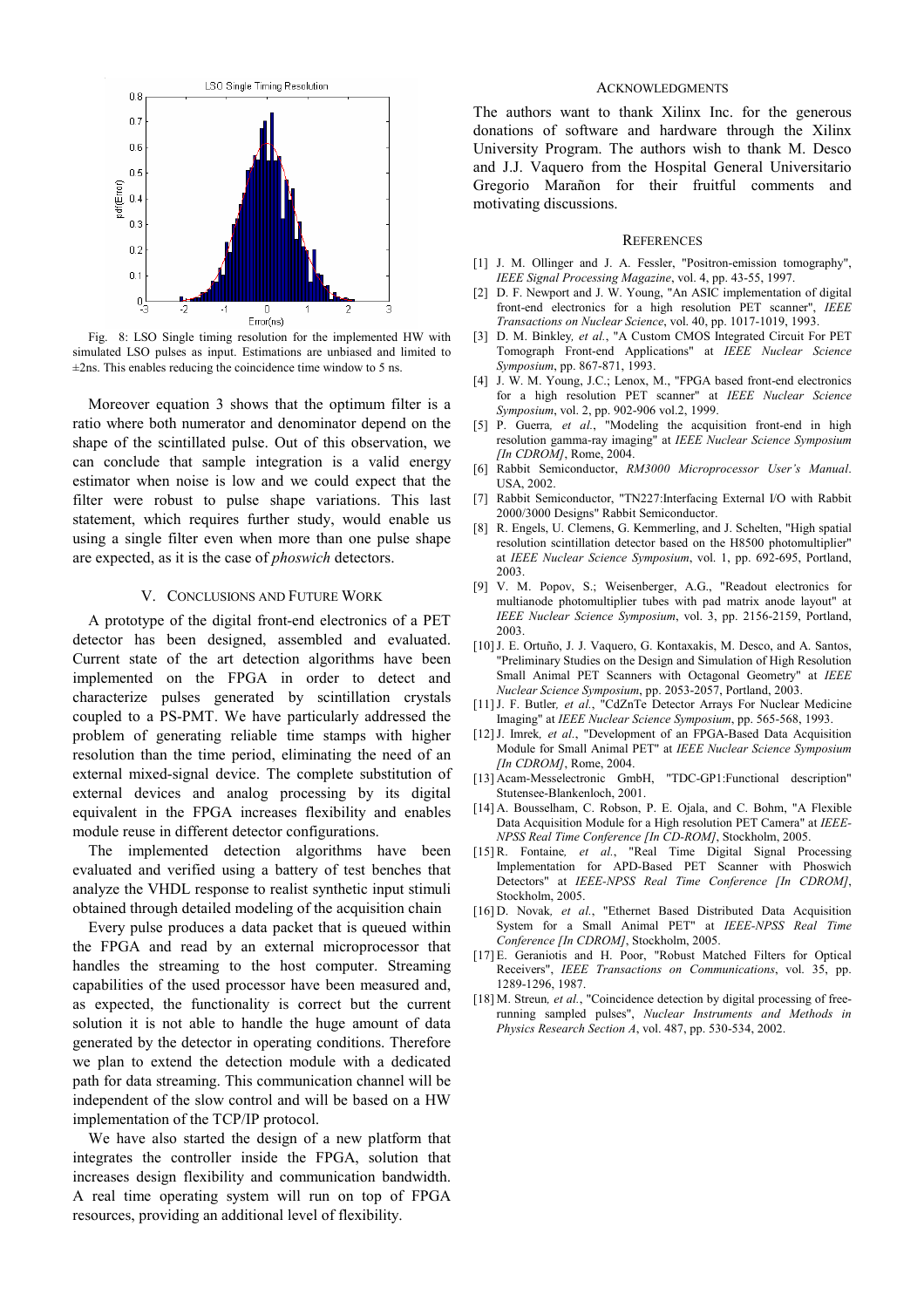LSO Single Timing Resolution

0.8
0.7
0.6
0.5
0.4
0.3
0.2
0.1
0

pdf(Error)

-3 -2 -1 0 1 2 3

Error(ns)

Fig. 8: LSO Single timing resolution for the implemented HW with simulated LSO pulses as input. Estimations are unbiased and limited to ±2ns. This enables reducing the coincidence time window to 5 ns.

Moreover equation 3 shows that the optimum filter is a ratio where both numerator and denominator depend on the shape of the scintillated pulse. Out of this observation, we can conclude that sample integration is a valid energy estimator when noise is low and we could expect that the filter were robust to pulse shape variations. This last statement, which requires further study, would enable us using a single filter even when more than one pulse shape are expected, as it is the case of *phoswich* detectors.

## V. Conclusions and Future Work

A prototype of the digital front-end electronics of a PET detector has been designed, assembled and evaluated. Current state of the art detection algorithms have been implemented on the FPGA in order to detect and characterize pulses generated by scintillation crystals coupled to a PS-PMT. We have particularly addressed the problem of generating reliable time stamps with higher resolution than the time period, eliminating the need of an external mixed-signal device. The complete substitution of external devices and analog processing by its digital equivalent in the FPGA increases flexibility and enables module reuse in different detector configurations.

The implemented detection algorithms have been evaluated and verified using a battery of test benches that analyze the VHDL response to realist synthetic input stimuli obtained through detailed modeling of the acquisition chain

Every pulse produces a data packet that is queued within the FPGA and read by an external microprocessor that handles the streaming to the host computer. Streaming capabilities of the used processor have been measured and, as expected, the functionality is correct but the current solution it is not able to handle the huge amount of data generated by the detector in operating conditions. Therefore we plan to extend the detection module with a dedicated path for data streaming. This communication channel will be independent of the slow control and will be based on a HW implementation of the TCP/IP protocol.

We have also started the design of a new platform that integrates the controller inside the FPGA, solution that increases design flexibility and communication bandwidth. A real time operating system will run on top of FPGA resources, providing an additional level of flexibility.

## Acknowledgments

The authors want to thank Xilinx Inc. for the generous donations of software and hardware through the Xilinx University Program. The authors wish to thank M. Desco and J.J. Vaquero from the Hospital General Universitario Gregorio Marañon for their fruitful comments and motivating discussions.

## References

[1] J. M. Ollinger and J. A. Fessler, "Positron-emission tomography", *IEEE Signal Processing Magazine*, vol. 4, pp. 43-55, 1997.

[2] D. F. Newport and J. W. Young, "An ASIC implementation of digital front-end electronics for a high resolution PET scanner", *IEEE Transactions on Nuclear Science*, vol. 40, pp. 1017-1019, 1993.

[3] D. M. Binkley*, et al.*, "A Custom CMOS Integrated Circuit For PET Tomograph Front-end Applications" at *IEEE Nuclear Science Symposium*, pp. 867-871, 1993.

[4] J. W. M. Young, J.C.; Lenox, M., "FPGA based front-end electronics for a high resolution PET scanner" at *IEEE Nuclear Science Symposium*, vol. 2, pp. 902-906 vol.2, 1999.

[5] P. Guerra*, et al.*, "Modeling the acquisition front-end in high resolution gamma-ray imaging" at *IEEE Nuclear Science Symposium [In CDROM]*, Rome, 2004.

[6] Rabbit Semiconductor, *RM3000 Microprocessor User's Manual*. USA, 2002.

[7] Rabbit Semiconductor, "TN227:Interfacing External I/O with Rabbit 2000/3000 Designs" Rabbit Semiconductor.

[8] R. Engels, U. Clemens, G. Kemmerling, and J. Schelten, "High spatial resolution scintillation detector based on the H8500 photomultiplier" at *IEEE Nuclear Science Symposium*, vol. 1, pp. 692-695, Portland, 2003.

[9] V. M. Popov, S.; Weisenberger, A.G., "Readout electronics for multianode photomultiplier tubes with pad matrix anode layout" at *IEEE Nuclear Science Symposium*, vol. 3, pp. 2156-2159, Portland, 2003.

[10] J. E. Ortuño, J. J. Vaquero, G. Kontaxakis, M. Desco, and A. Santos, "Preliminary Studies on the Design and Simulation of High Resolution Small Animal PET Scanners with Octagonal Geometry" at *IEEE Nuclear Science Symposium*, pp. 2053-2057, Portland, 2003.

[11] J. F. Butler*, et al.*, "CdZnTe Detector Arrays For Nuclear Medicine Imaging" at *IEEE Nuclear Science Symposium*, pp. 565-568, 1993.

[12] J. Imrek*, et al.*, "Development of an FPGA-Based Data Acquisition Module for Small Animal PET" at *IEEE Nuclear Science Symposium [In CDROM]*, Rome, 2004.

[13] Acam-Messelectronic GmbH, "TDC-GP1:Functional description" Stutensee-Blankenloch, 2001.

[14] A. Bousselham, C. Robson, P. E. Ojala, and C. Bohm, "A Flexible Data Acquisition Module for a High resolution PET Camera" at *IEEE-NPSS Real Time Conference [In CD-ROM]*, Stockholm, 2005.

[15] R. Fontaine*, et al.*, "Real Time Digital Signal Processing Implementation for APD-Based PET Scanner with Phoswich Detectors" at *IEEE-NPSS Real Time Conference [In CDROM]*, Stockholm, 2005.

[16] D. Novak*, et al.*, "Ethernet Based Distributed Data Acquisition System for a Small Animal PET" at *IEEE-NPSS Real Time Conference [In CDROM]*, Stockholm, 2005.

[17] E. Geraniotis and H. Poor, "Robust Matched Filters for Optical Receivers", *IEEE Transactions on Communications*, vol. 35, pp. 1289-1296, 1987.

[18] M. Streun*, et al.*, "Coincidence detection by digital processing of free-running sampled pulses", *Nuclear Instruments and Methods in Physics Research Section A*, vol. 487, pp. 530-534, 2002.